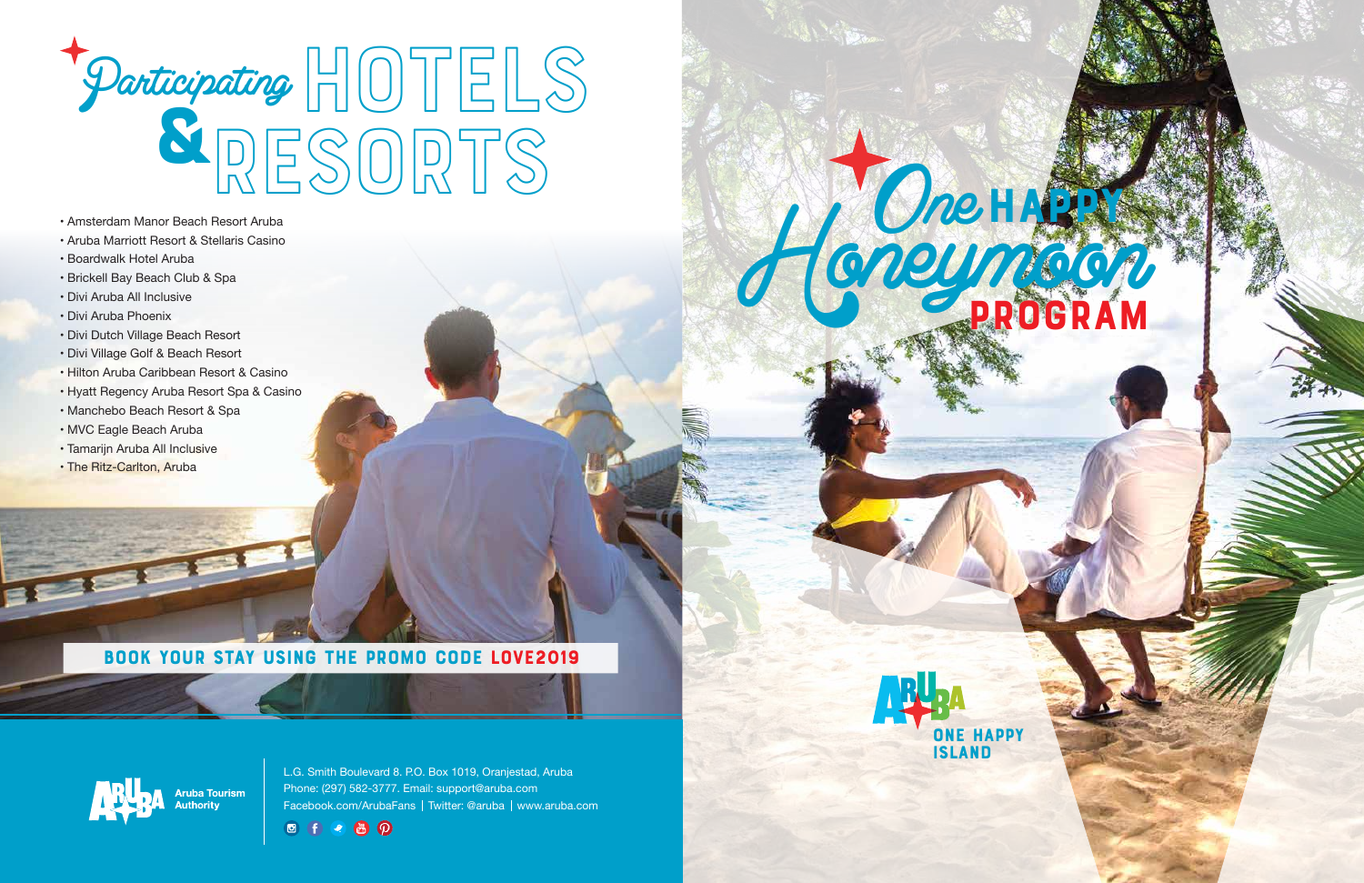# Participating HOTELS & RESORTS

- Amsterdam Manor Beach Resort Aruba
- Aruba Marriott Resort & Stellaris Casino
- Boardwalk Hotel Aruba
- Brickell Bay Beach Club & Spa
- Divi Aruba All Inclusive
- Divi Aruba Phoenix
- Divi Dutch Village Beach Resort
- Divi Village Golf & Beach Resort
- Hilton Aruba Caribbean Resort & Casino
- Hyatt Regency Aruba Resort Spa & Casino
- Manchebo Beach Resort & Spa
- MVC Eagle Beach Aruba
- Tamarijn Aruba All Inclusive
- The Ritz-Carlton, Aruba

**BOOK YOUR STAY USING THE PROMO CODE LOVE2019**

Aruba Tourism Authority

L.G. Smith Boulevard 8. P.O. Box 1019, Oranjestad, Aruba
Phone: (297) 582-3777. Email: support@aruba.com
Facebook.com/ArubaFans | Twitter: @aruba | www.aruba.com

# One Happy Honeymoon PROGRAM

ARUBA
ONE HAPPY ISLAND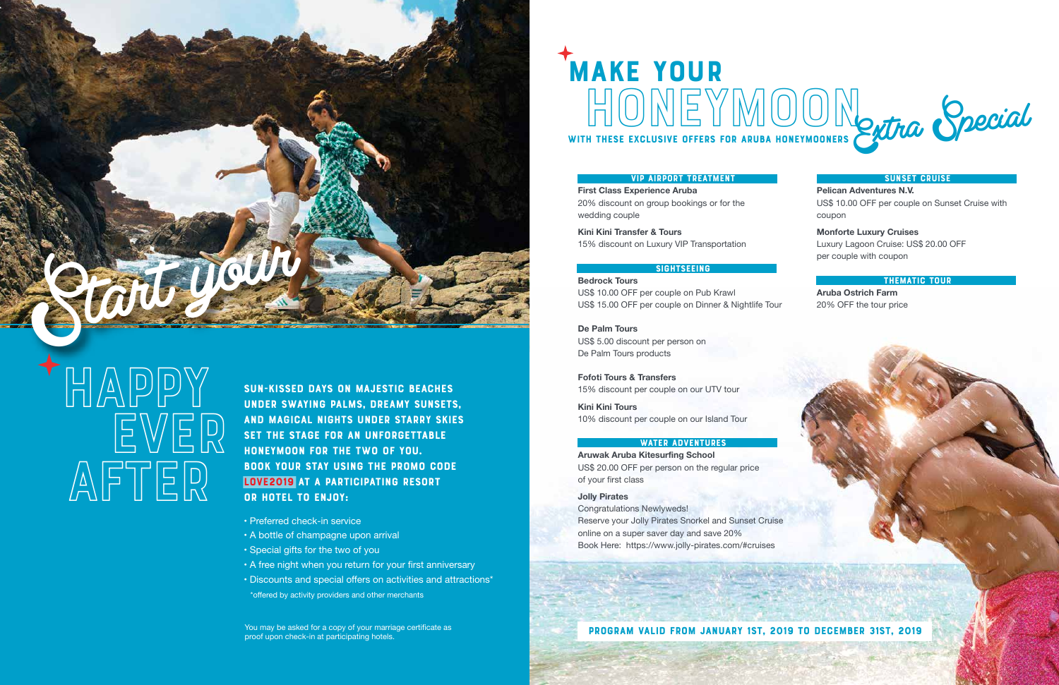# Start your HAPPY EVER AFTER

**SUN-KISSED DAYS ON MAJESTIC BEACHES UNDER SWAYING PALMS, DREAMY SUNSETS, AND MAGICAL NIGHTS UNDER STARRY SKIES SET THE STAGE FOR AN UNFORGETTABLE HONEYMOON FOR THE TWO OF YOU. BOOK YOUR STAY USING THE PROMO CODE LOVE2019 AT A PARTICIPATING RESORT OR HOTEL TO ENJOY:**

- Preferred check-in service
- A bottle of champagne upon arrival
- Special gifts for the two of you
- A free night when you return for your first anniversary
- Discounts and special offers on activities and attractions*

*offered by activity providers and other merchants

You may be asked for a copy of your marriage certificate as proof upon check-in at participating hotels.

# MAKE YOUR HONEYMOON Extra Special

## WITH THESE EXCLUSIVE OFFERS FOR ARUBA HONEYMOONERS

### VIP AIRPORT TREATMENT

**First Class Experience Aruba**
20% discount on group bookings or for the wedding couple

**Kini Kini Transfer & Tours**
15% discount on Luxury VIP Transportation

### SIGHTSEEING

**Bedrock Tours**
US$ 10.00 OFF per couple on Pub Krawl
US$ 15.00 OFF per couple on Dinner & Nightlife Tour

**De Palm Tours**
US$ 5.00 discount per person on De Palm Tours products

**Fofoti Tours & Transfers**
15% discount per couple on our UTV tour

**Kini Kini Tours**
10% discount per couple on our Island Tour

### WATER ADVENTURES

**Aruwak Aruba Kitesurfing School**
US$ 20.00 OFF per person on the regular price of your first class

**Jolly Pirates**
Congratulations Newlyweds!
Reserve your Jolly Pirates Snorkel and Sunset Cruise online on a super saver day and save 20%
Book Here: https://www.jolly-pirates.com/#cruises

### SUNSET CRUISE

**Pelican Adventures N.V.**
US$ 10.00 OFF per couple on Sunset Cruise with coupon

**Monforte Luxury Cruises**
Luxury Lagoon Cruise: US$ 20.00 OFF per couple with coupon

### THEMATIC TOUR

**Aruba Ostrich Farm**
20% OFF the tour price

**PROGRAM VALID FROM JANUARY 1ST, 2019 TO DECEMBER 31ST, 2019**